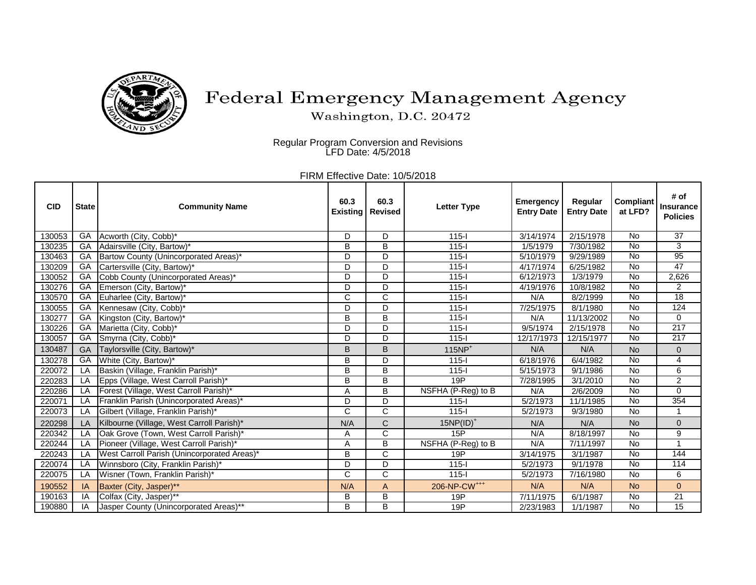# Federal Emergency Management Agency

Washington, D.C. 20472

Regular Program Conversion and Revisions
LFD Date: 4/5/2018

FIRM Effective Date: 10/5/2018

| CID | State | Community Name | 60.3 Existing | 60.3 Revised | Letter Type | Emergency Entry Date | Regular Entry Date | Compliant at LFD? | # of Insurance Policies |
|---|---|---|---|---|---|---|---|---|---|
| 130053 | GA | Acworth (City, Cobb)* | D | D | 115-I | 3/14/1974 | 2/15/1978 | No | 37 |
| 130235 | GA | Adairsville (City, Bartow)* | B | B | 115-I | 1/5/1979 | 7/30/1982 | No | 3 |
| 130463 | GA | Bartow County (Unincorporated Areas)* | D | D | 115-I | 5/10/1979 | 9/29/1989 | No | 95 |
| 130209 | GA | Cartersville (City, Bartow)* | D | D | 115-I | 4/17/1974 | 6/25/1982 | No | 47 |
| 130052 | GA | Cobb County (Unincorporated Areas)* | D | D | 115-I | 6/12/1973 | 1/3/1979 | No | 2,626 |
| 130276 | GA | Emerson (City, Bartow)* | D | D | 115-I | 4/19/1976 | 10/8/1982 | No | 2 |
| 130570 | GA | Euharlee (City, Bartow)* | C | C | 115-I | N/A | 8/2/1999 | No | 18 |
| 130055 | GA | Kennesaw (City, Cobb)* | D | D | 115-I | 7/25/1975 | 8/1/1980 | No | 124 |
| 130277 | GA | Kingston (City, Bartow)* | B | B | 115-I | N/A | 11/13/2002 | No | 0 |
| 130226 | GA | Marietta (City, Cobb)* | D | D | 115-I | 9/5/1974 | 2/15/1978 | No | 217 |
| 130057 | GA | Smyrna (City, Cobb)* | D | D | 115-I | 12/17/1973 | 12/15/1977 | No | 217 |
| 130487 | GA | Taylorsville (City, Bartow)* | B | B | 115NP+ | N/A | N/A | No | 0 |
| 130278 | GA | White (City, Bartow)* | B | D | 115-I | 6/18/1976 | 6/4/1982 | No | 4 |
| 220072 | LA | Baskin (Village, Franklin Parish)* | B | B | 115-I | 5/15/1973 | 9/1/1986 | No | 6 |
| 220283 | LA | Epps (Village, West Carroll Parish)* | B | B | 19P | 7/28/1995 | 3/1/2010 | No | 2 |
| 220286 | LA | Forest (Village, West Carroll Parish)* | A | B | NSFHA (P-Reg) to B | N/A | 2/6/2009 | No | 0 |
| 220071 | LA | Franklin Parish (Unincorporated Areas)* | D | D | 115-I | 5/2/1973 | 11/1/1985 | No | 354 |
| 220073 | LA | Gilbert (Village, Franklin Parish)* | C | C | 115-I | 5/2/1973 | 9/3/1980 | No | 1 |
| 220298 | LA | Kilbourne (Village, West Carroll Parish)* | N/A | C | 15NP(ID)+ | N/A | N/A | No | 0 |
| 220342 | LA | Oak Grove (Town, West Carroll Parish)* | A | C | 15P | N/A | 8/18/1997 | No | 9 |
| 220244 | LA | Pioneer (Village, West Carroll Parish)* | A | B | NSFHA (P-Reg) to B | N/A | 7/11/1997 | No | 1 |
| 220243 | LA | West Carroll Parish (Unincorporated Areas)* | B | C | 19P | 3/14/1975 | 3/1/1987 | No | 144 |
| 220074 | LA | Winnsboro (City, Franklin Parish)* | D | D | 115-I | 5/2/1973 | 9/1/1978 | No | 114 |
| 220075 | LA | Wisner (Town, Franklin Parish)* | C | C | 115-I | 5/2/1973 | 7/16/1980 | No | 6 |
| 190552 | IA | Baxter (City, Jasper)** | N/A | A | 206-NP-CW+++ | N/A | N/A | No | 0 |
| 190163 | IA | Colfax (City, Jasper)** | B | B | 19P | 7/11/1975 | 6/1/1987 | No | 21 |
| 190880 | IA | Jasper County (Unincorporated Areas)** | B | B | 19P | 2/23/1983 | 1/1/1987 | No | 15 |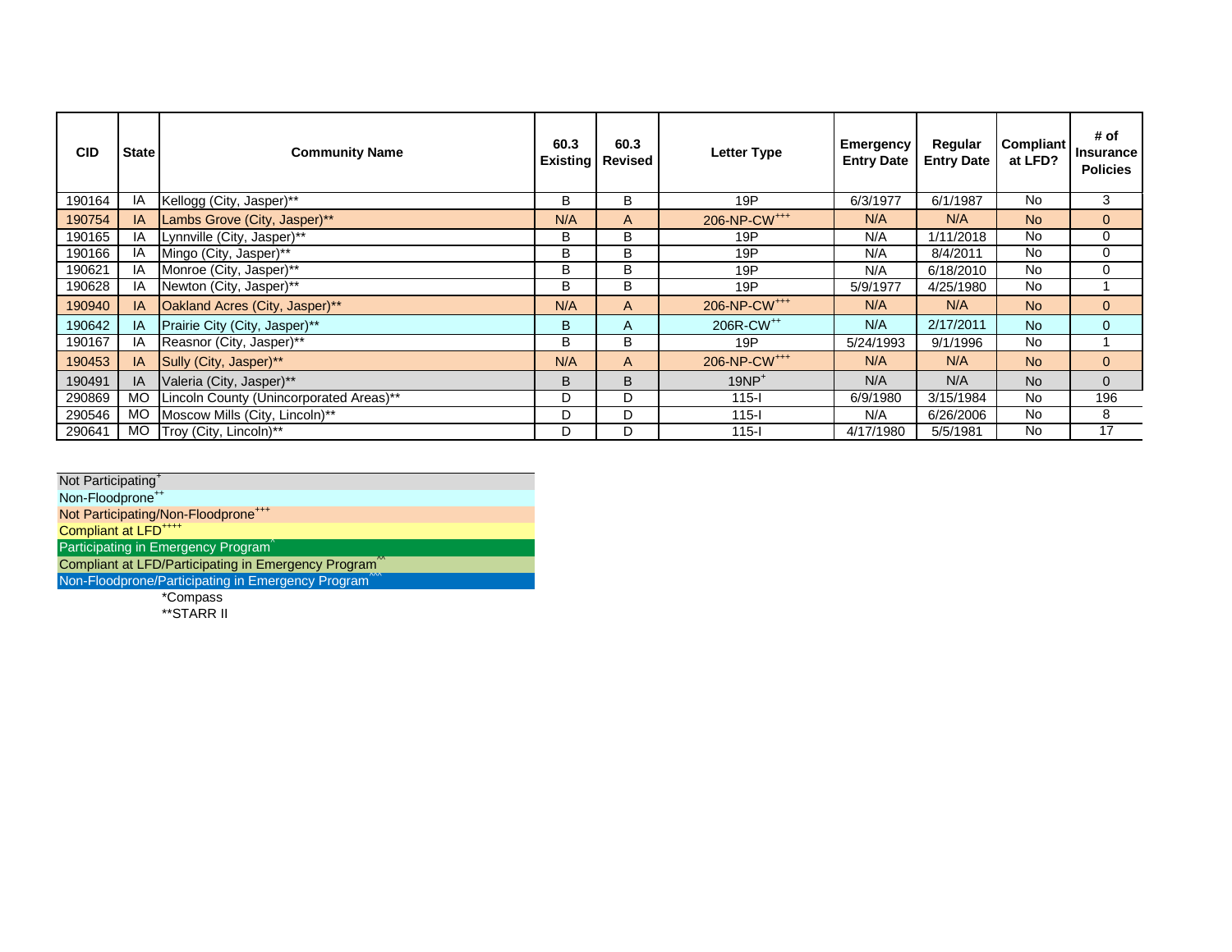| CID | State | Community Name | 60.3 Existing | 60.3 Revised | Letter Type | Emergency Entry Date | Regular Entry Date | Compliant at LFD? | # of Insurance Policies |
|---|---|---|---|---|---|---|---|---|---|
| 190164 | IA | Kellogg (City, Jasper)** | B | B | 19P | 6/3/1977 | 6/1/1987 | No | 3 |
| 190754 | IA | Lambs Grove (City, Jasper)** | N/A | A | 206-NP-CW+++ | N/A | N/A | No | 0 |
| 190165 | IA | Lynnville (City, Jasper)** | B | B | 19P | N/A | 1/11/2018 | No | 0 |
| 190166 | IA | Mingo (City, Jasper)** | B | B | 19P | N/A | 8/4/2011 | No | 0 |
| 190621 | IA | Monroe (City, Jasper)** | B | B | 19P | N/A | 6/18/2010 | No | 0 |
| 190628 | IA | Newton (City, Jasper)** | B | B | 19P | 5/9/1977 | 4/25/1980 | No | 1 |
| 190940 | IA | Oakland Acres (City, Jasper)** | N/A | A | 206-NP-CW+++ | N/A | N/A | No | 0 |
| 190642 | IA | Prairie City (City, Jasper)** | B | A | 206R-CW++ | N/A | 2/17/2011 | No | 0 |
| 190167 | IA | Reasnor (City, Jasper)** | B | B | 19P | 5/24/1993 | 9/1/1996 | No | 1 |
| 190453 | IA | Sully (City, Jasper)** | N/A | A | 206-NP-CW+++ | N/A | N/A | No | 0 |
| 190491 | IA | Valeria (City, Jasper)** | B | B | 19NP+ | N/A | N/A | No | 0 |
| 290869 | MO | Lincoln County (Unincorporated Areas)** | D | D | 115-I | 6/9/1980 | 3/15/1984 | No | 196 |
| 290546 | MO | Moscow Mills (City, Lincoln)** | D | D | 115-I | N/A | 6/26/2006 | No | 8 |
| 290641 | MO | Troy (City, Lincoln)** | D | D | 115-I | 4/17/1980 | 5/5/1981 | No | 17 |

Not Participating+

Non-Floodprone++

Not Participating/Non-Floodprone+++

Compliant at LFD++++

Participating in Emergency Program^

Compliant at LFD/Participating in Emergency Program^^

Non-Floodprone/Participating in Emergency Program^^^

*Compass

**STARR II